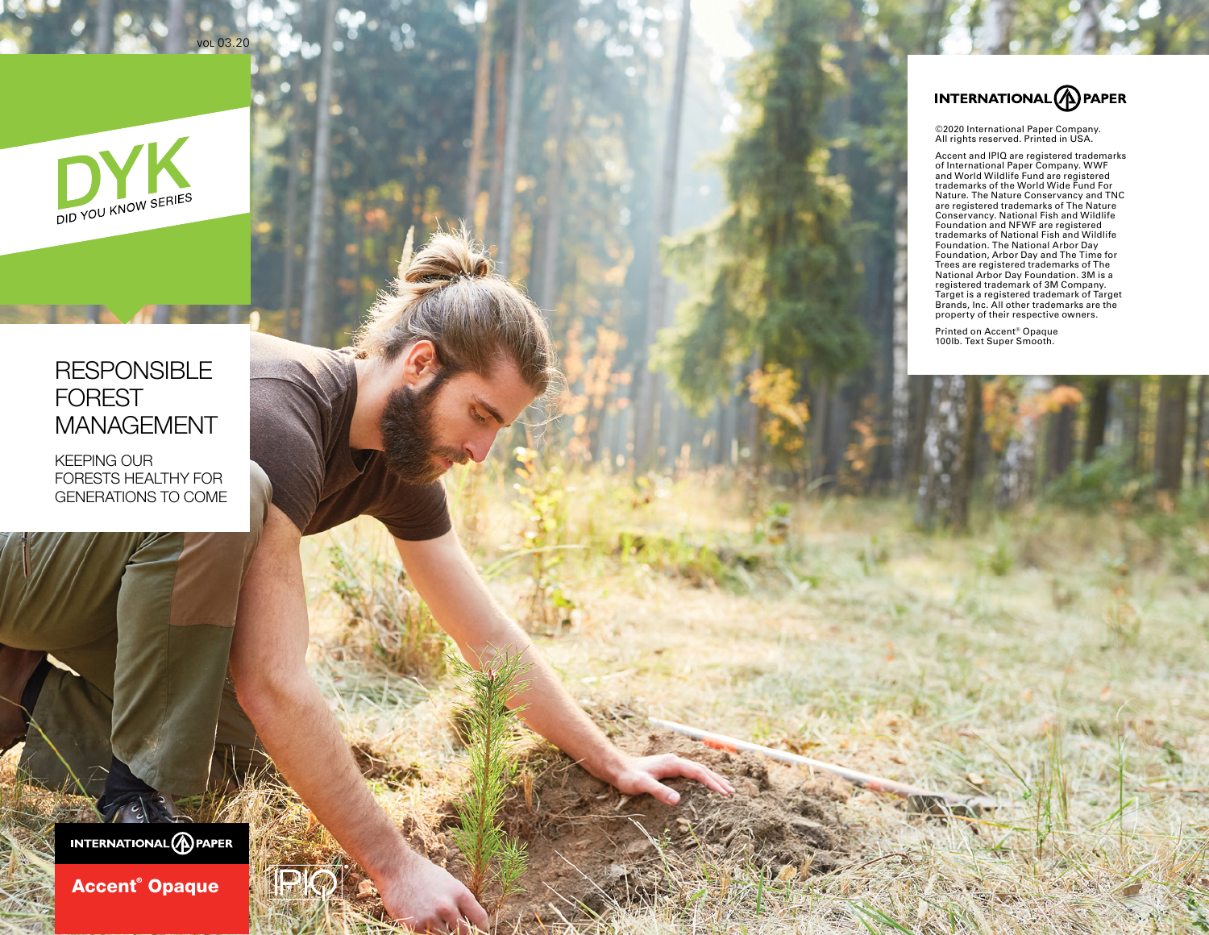VOL 03.20

# DYK

DID YOU KNOW SERIES

# RESPONSIBLE FOREST MANAGEMENT

KEEPING OUR FORESTS HEALTHY FOR GENERATIONS TO COME

INTERNATIONAL PAPER

**Accent® Opaque**

IPIQ

INTERNATIONAL PAPER

©2020 International Paper Company. All rights reserved. Printed in USA.

Accent and IPIQ are registered trademarks of International Paper Company. WWF and World Wildlife Fund are registered trademarks of the World Wide Fund For Nature. The Nature Conservancy and TNC are registered trademarks of The Nature Conservancy. National Fish and Wildlife Foundation and NFWF are registered trademarks of National Fish and Wildlife Foundation. The National Arbor Day Foundation, Arbor Day and The Time for Trees are registered trademarks of The National Arbor Day Foundation. 3M is a registered trademark of 3M Company. Target is a registered trademark of Target Brands, Inc. All other trademarks are the property of their respective owners.

Printed on Accent® Opaque 100lb. Text Super Smooth.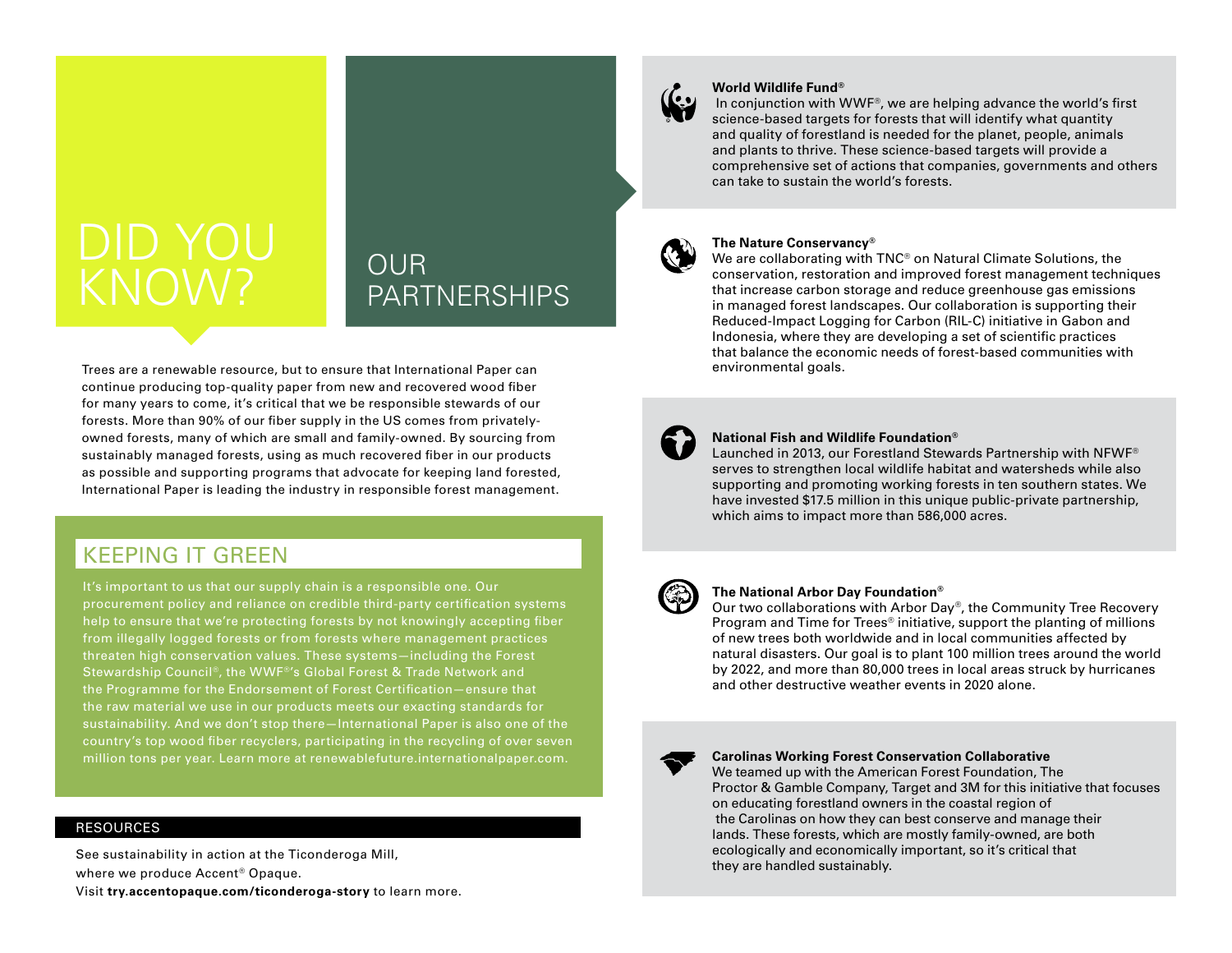# DID YOU KNOW?

Trees are a renewable resource, but to ensure that International Paper can continue producing top-quality paper from new and recovered wood fiber for many years to come, it's critical that we be responsible stewards of our forests. More than 90% of our fiber supply in the US comes from privately-owned forests, many of which are small and family-owned. By sourcing from sustainably managed forests, using as much recovered fiber in our products as possible and supporting programs that advocate for keeping land forested, International Paper is leading the industry in responsible forest management.

## KEEPING IT GREEN

It's important to us that our supply chain is a responsible one. Our procurement policy and reliance on credible third-party certification systems help to ensure that we're protecting forests by not knowingly accepting fiber from illegally logged forests or from forests where management practices threaten high conservation values. These systems—including the Forest Stewardship Council®, the WWF®'s Global Forest & Trade Network and the Programme for the Endorsement of Forest Certification—ensure that the raw material we use in our products meets our exacting standards for sustainability. And we don't stop there—International Paper is also one of the country's top wood fiber recyclers, participating in the recycling of over seven million tons per year. Learn more at renewablefuture.internationalpaper.com.

## RESOURCES

See sustainability in action at the Ticonderoga Mill, where we produce Accent® Opaque. Visit **try.accentopaque.com/ticonderoga-story** to learn more.

# OUR PARTNERSHIPS

**World Wildlife Fund®**
In conjunction with WWF®, we are helping advance the world's first science-based targets for forests that will identify what quantity and quality of forestland is needed for the planet, people, animals and plants to thrive. These science-based targets will provide a comprehensive set of actions that companies, governments and others can take to sustain the world's forests.

**The Nature Conservancy®**
We are collaborating with TNC® on Natural Climate Solutions, the conservation, restoration and improved forest management techniques that increase carbon storage and reduce greenhouse gas emissions in managed forest landscapes. Our collaboration is supporting their Reduced-Impact Logging for Carbon (RIL-C) initiative in Gabon and Indonesia, where they are developing a set of scientific practices that balance the economic needs of forest-based communities with environmental goals.

**National Fish and Wildlife Foundation®**
Launched in 2013, our Forestland Stewards Partnership with NFWF® serves to strengthen local wildlife habitat and watersheds while also supporting and promoting working forests in ten southern states. We have invested $17.5 million in this unique public-private partnership, which aims to impact more than 586,000 acres.

**The National Arbor Day Foundation®**
Our two collaborations with Arbor Day®, the Community Tree Recovery Program and Time for Trees® initiative, support the planting of millions of new trees both worldwide and in local communities affected by natural disasters. Our goal is to plant 100 million trees around the world by 2022, and more than 80,000 trees in local areas struck by hurricanes and other destructive weather events in 2020 alone.

**Carolinas Working Forest Conservation Collaborative**
We teamed up with the American Forest Foundation, The Proctor & Gamble Company, Target and 3M for this initiative that focuses on educating forestland owners in the coastal region of the Carolinas on how they can best conserve and manage their lands. These forests, which are mostly family-owned, are both ecologically and economically important, so it's critical that they are handled sustainably.